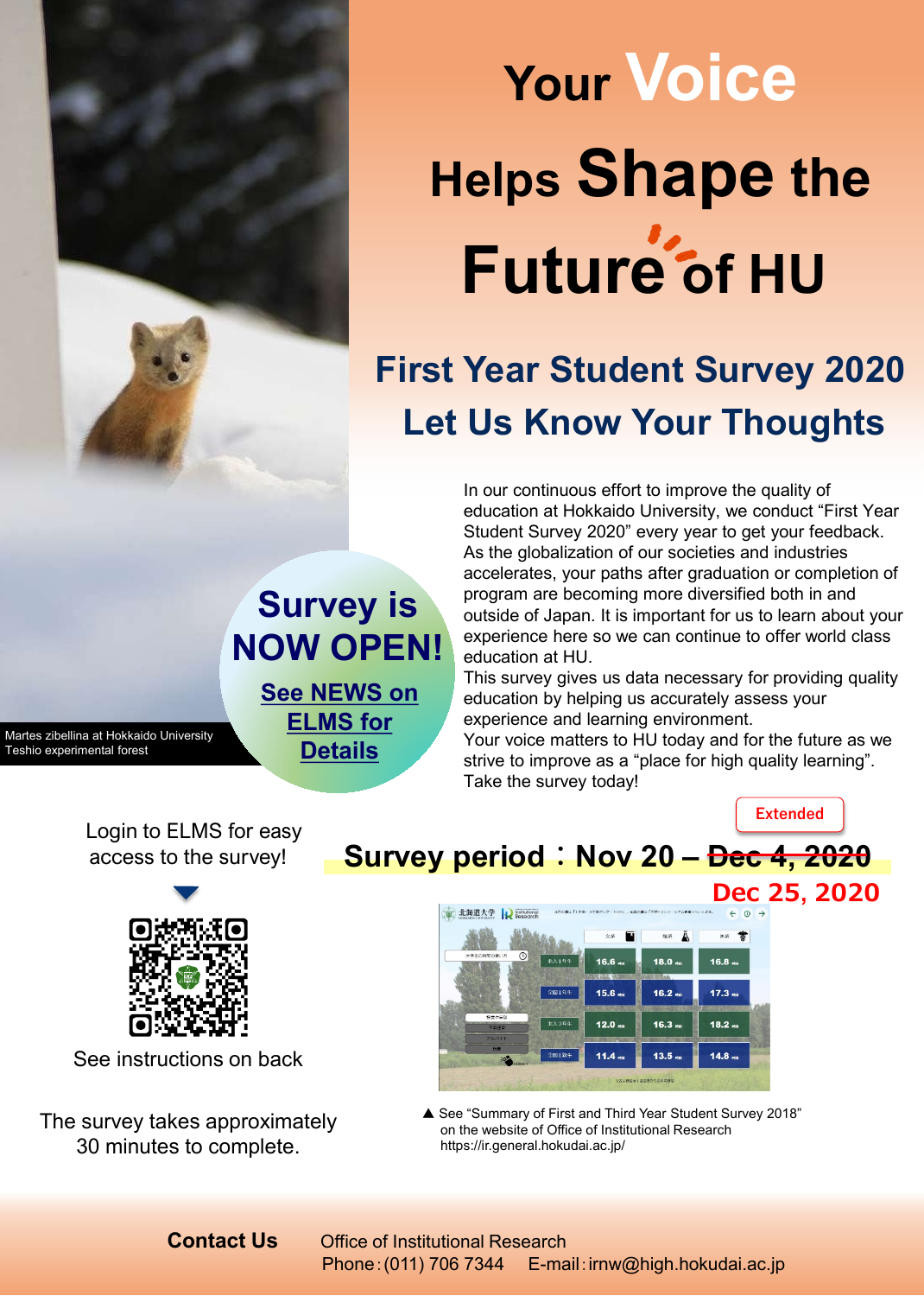# Your Voice Helps Shape the Future of HU

## First Year Student Survey 2020
## Let Us Know Your Thoughts

Martes zibellina at Hokkaido University Teshio experimental forest

**Survey is NOW OPEN!**

**See NEWS on ELMS for Details**

In our continuous effort to improve the quality of education at Hokkaido University, we conduct “First Year Student Survey 2020” every year to get your feedback. As the globalization of our societies and industries accelerates, your paths after graduation or completion of program are becoming more diversified both in and outside of Japan. It is important for us to learn about your experience here so we can continue to offer world class education at HU.
This survey gives us data necessary for providing quality education by helping us accurately assess your experience and learning environment.
Your voice matters to HU today and for the future as we strive to improve as a “place for high quality learning”.
Take the survey today!

Login to ELMS for easy access to the survey!

See instructions on back

The survey takes approximately 30 minutes to complete.

Extended

**Survey period：Nov 20 – ~~Dec 4, 2020~~ Dec 25, 2020**

▲ See “Summary of First and Third Year Student Survey 2018” on the website of Office of Institutional Research
https://ir.general.hokudai.ac.jp/

**Contact Us** Office of Institutional Research
Phone：(011) 706 7344 E-mail：irnw@high.hokudai.ac.jp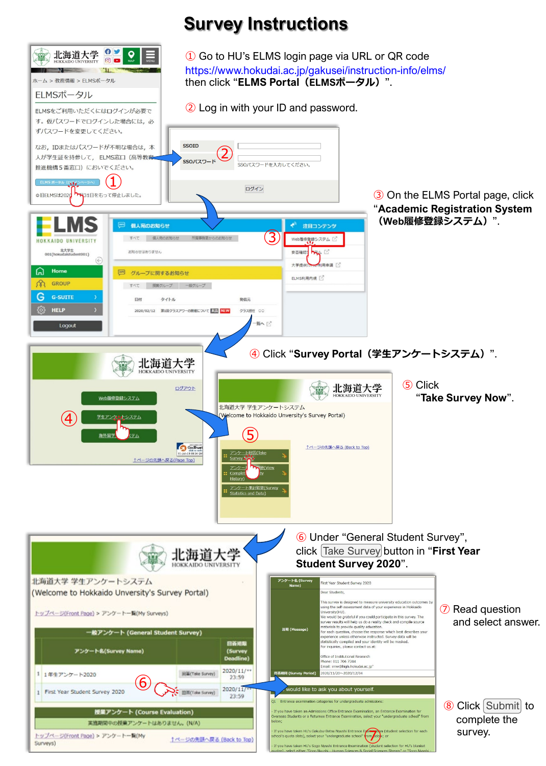# Survey Instructions

① Go to HU's ELMS login page via URL or QR code
https://www.hokudai.ac.jp/gakusei/instruction-info/elms/
then click "**ELMS Portal（ELMSポータル）**".

② Log in with your ID and password.

③ On the ELMS Portal page, click "**Academic Registration System（Web履修登録システム）**".

④ Click "**Survey Portal（学生アンケートシステム）**".

⑤ Click "**Take Survey Now**".

⑥ Under "General Student Survey", click Take Survey button in "**First Year Student Survey 2020**".

⑦ Read question and select answer.

⑧ Click Submit to complete the survey.